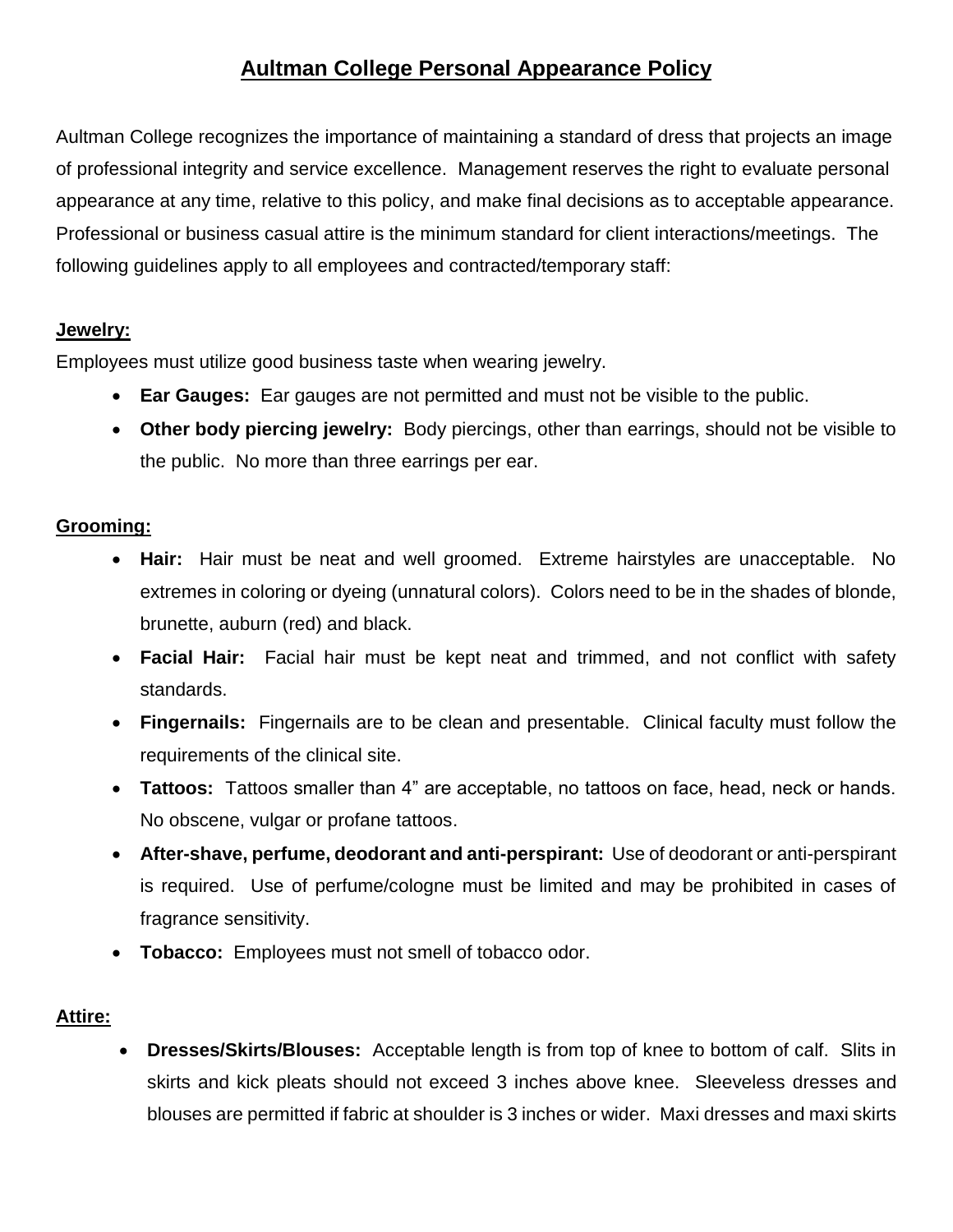# Aultman College Personal Appearance Policy

Aultman College recognizes the importance of maintaining a standard of dress that projects an image of professional integrity and service excellence. Management reserves the right to evaluate personal appearance at any time, relative to this policy, and make final decisions as to acceptable appearance. Professional or business casual attire is the minimum standard for client interactions/meetings. The following guidelines apply to all employees and contracted/temporary staff:

## Jewelry:

Employees must utilize good business taste when wearing jewelry.

- **Ear Gauges:** Ear gauges are not permitted and must not be visible to the public.
- **Other body piercing jewelry:** Body piercings, other than earrings, should not be visible to the public. No more than three earrings per ear.

## Grooming:

- **Hair:** Hair must be neat and well groomed. Extreme hairstyles are unacceptable. No extremes in coloring or dyeing (unnatural colors). Colors need to be in the shades of blonde, brunette, auburn (red) and black.
- **Facial Hair:** Facial hair must be kept neat and trimmed, and not conflict with safety standards.
- **Fingernails:** Fingernails are to be clean and presentable. Clinical faculty must follow the requirements of the clinical site.
- **Tattoos:** Tattoos smaller than 4” are acceptable, no tattoos on face, head, neck or hands. No obscene, vulgar or profane tattoos.
- **After-shave, perfume, deodorant and anti-perspirant:** Use of deodorant or anti-perspirant is required. Use of perfume/cologne must be limited and may be prohibited in cases of fragrance sensitivity.
- **Tobacco:** Employees must not smell of tobacco odor.

## Attire:

- **Dresses/Skirts/Blouses:** Acceptable length is from top of knee to bottom of calf. Slits in skirts and kick pleats should not exceed 3 inches above knee. Sleeveless dresses and blouses are permitted if fabric at shoulder is 3 inches or wider. Maxi dresses and maxi skirts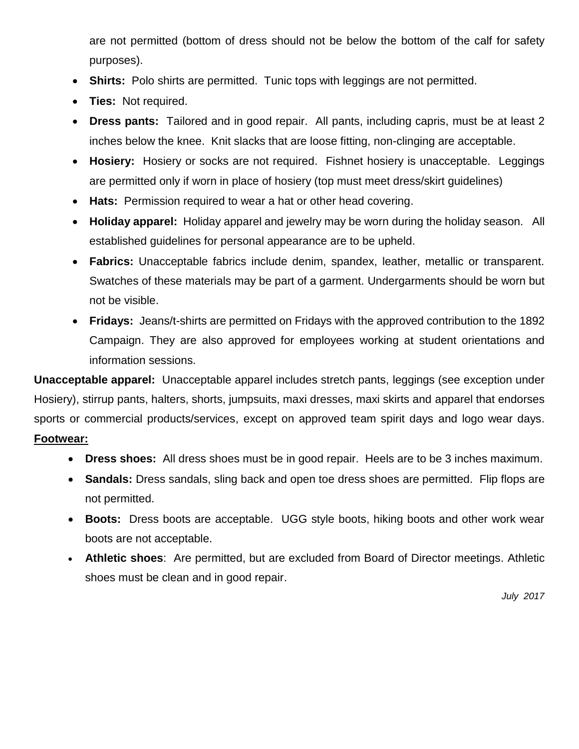are not permitted (bottom of dress should not be below the bottom of the calf for safety purposes).

- **Shirts:** Polo shirts are permitted. Tunic tops with leggings are not permitted.
- **Ties:** Not required.
- **Dress pants:** Tailored and in good repair. All pants, including capris, must be at least 2 inches below the knee. Knit slacks that are loose fitting, non-clinging are acceptable.
- **Hosiery:** Hosiery or socks are not required. Fishnet hosiery is unacceptable. Leggings are permitted only if worn in place of hosiery (top must meet dress/skirt guidelines)
- **Hats:** Permission required to wear a hat or other head covering.
- **Holiday apparel:** Holiday apparel and jewelry may be worn during the holiday season. All established guidelines for personal appearance are to be upheld.
- **Fabrics:** Unacceptable fabrics include denim, spandex, leather, metallic or transparent. Swatches of these materials may be part of a garment. Undergarments should be worn but not be visible.
- **Fridays:** Jeans/t-shirts are permitted on Fridays with the approved contribution to the 1892 Campaign. They are also approved for employees working at student orientations and information sessions.

**Unacceptable apparel:** Unacceptable apparel includes stretch pants, leggings (see exception under Hosiery), stirrup pants, halters, shorts, jumpsuits, maxi dresses, maxi skirts and apparel that endorses sports or commercial products/services, except on approved team spirit days and logo wear days.

**Footwear:**

- **Dress shoes:** All dress shoes must be in good repair. Heels are to be 3 inches maximum.
- **Sandals:** Dress sandals, sling back and open toe dress shoes are permitted. Flip flops are not permitted.
- **Boots:** Dress boots are acceptable. UGG style boots, hiking boots and other work wear boots are not acceptable.
- **Athletic shoes**: Are permitted, but are excluded from Board of Director meetings. Athletic shoes must be clean and in good repair.

*July 2017*